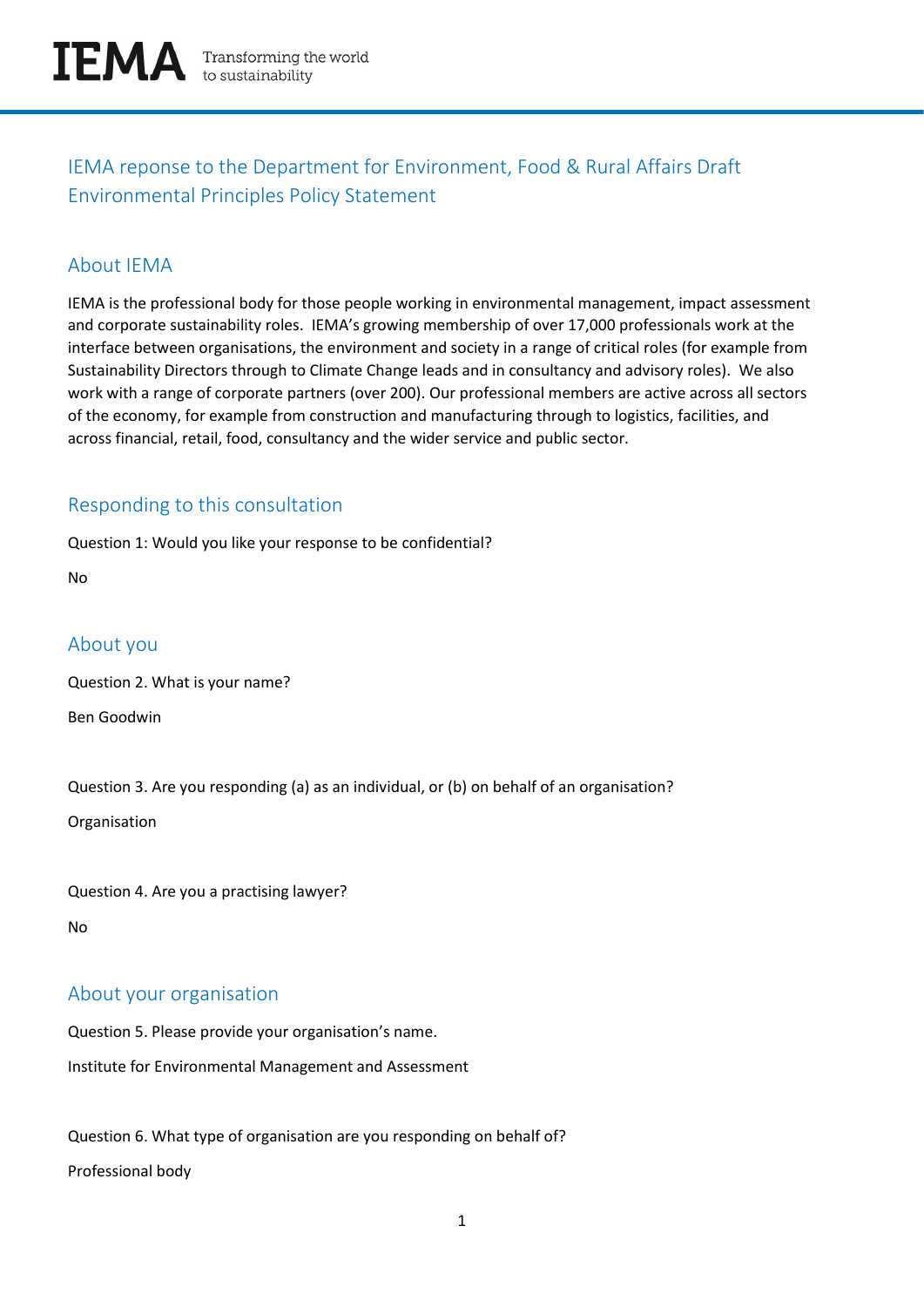IEMA Transforming the world to sustainability

# IEMA reponse to the Department for Environment, Food & Rural Affairs Draft Environmental Principles Policy Statement

## About IEMA

IEMA is the professional body for those people working in environmental management, impact assessment and corporate sustainability roles. IEMA's growing membership of over 17,000 professionals work at the interface between organisations, the environment and society in a range of critical roles (for example from Sustainability Directors through to Climate Change leads and in consultancy and advisory roles). We also work with a range of corporate partners (over 200). Our professional members are active across all sectors of the economy, for example from construction and manufacturing through to logistics, facilities, and across financial, retail, food, consultancy and the wider service and public sector.

## Responding to this consultation

Question 1: Would you like your response to be confidential?

No

## About you

Question 2. What is your name?

Ben Goodwin

Question 3. Are you responding (a) as an individual, or (b) on behalf of an organisation?

Organisation

Question 4. Are you a practising lawyer?

No

## About your organisation

Question 5. Please provide your organisation's name.

Institute for Environmental Management and Assessment

Question 6. What type of organisation are you responding on behalf of?

Professional body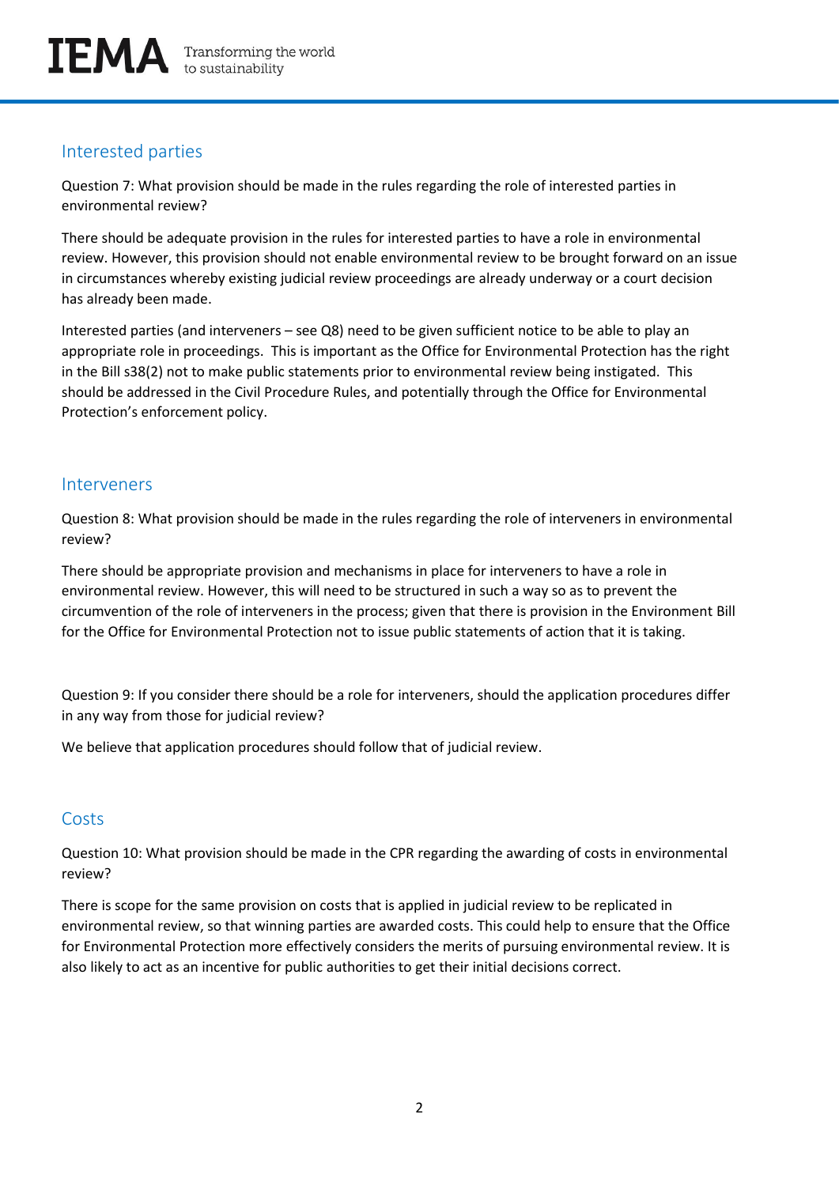## Interested parties

Question 7: What provision should be made in the rules regarding the role of interested parties in environmental review?

There should be adequate provision in the rules for interested parties to have a role in environmental review. However, this provision should not enable environmental review to be brought forward on an issue in circumstances whereby existing judicial review proceedings are already underway or a court decision has already been made.

Interested parties (and interveners – see Q8) need to be given sufficient notice to be able to play an appropriate role in proceedings. This is important as the Office for Environmental Protection has the right in the Bill s38(2) not to make public statements prior to environmental review being instigated. This should be addressed in the Civil Procedure Rules, and potentially through the Office for Environmental Protection's enforcement policy.

## Interveners

Question 8: What provision should be made in the rules regarding the role of interveners in environmental review?

There should be appropriate provision and mechanisms in place for interveners to have a role in environmental review. However, this will need to be structured in such a way so as to prevent the circumvention of the role of interveners in the process; given that there is provision in the Environment Bill for the Office for Environmental Protection not to issue public statements of action that it is taking.

Question 9: If you consider there should be a role for interveners, should the application procedures differ in any way from those for judicial review?

We believe that application procedures should follow that of judicial review.

## Costs

Question 10: What provision should be made in the CPR regarding the awarding of costs in environmental review?

There is scope for the same provision on costs that is applied in judicial review to be replicated in environmental review, so that winning parties are awarded costs. This could help to ensure that the Office for Environmental Protection more effectively considers the merits of pursuing environmental review. It is also likely to act as an incentive for public authorities to get their initial decisions correct.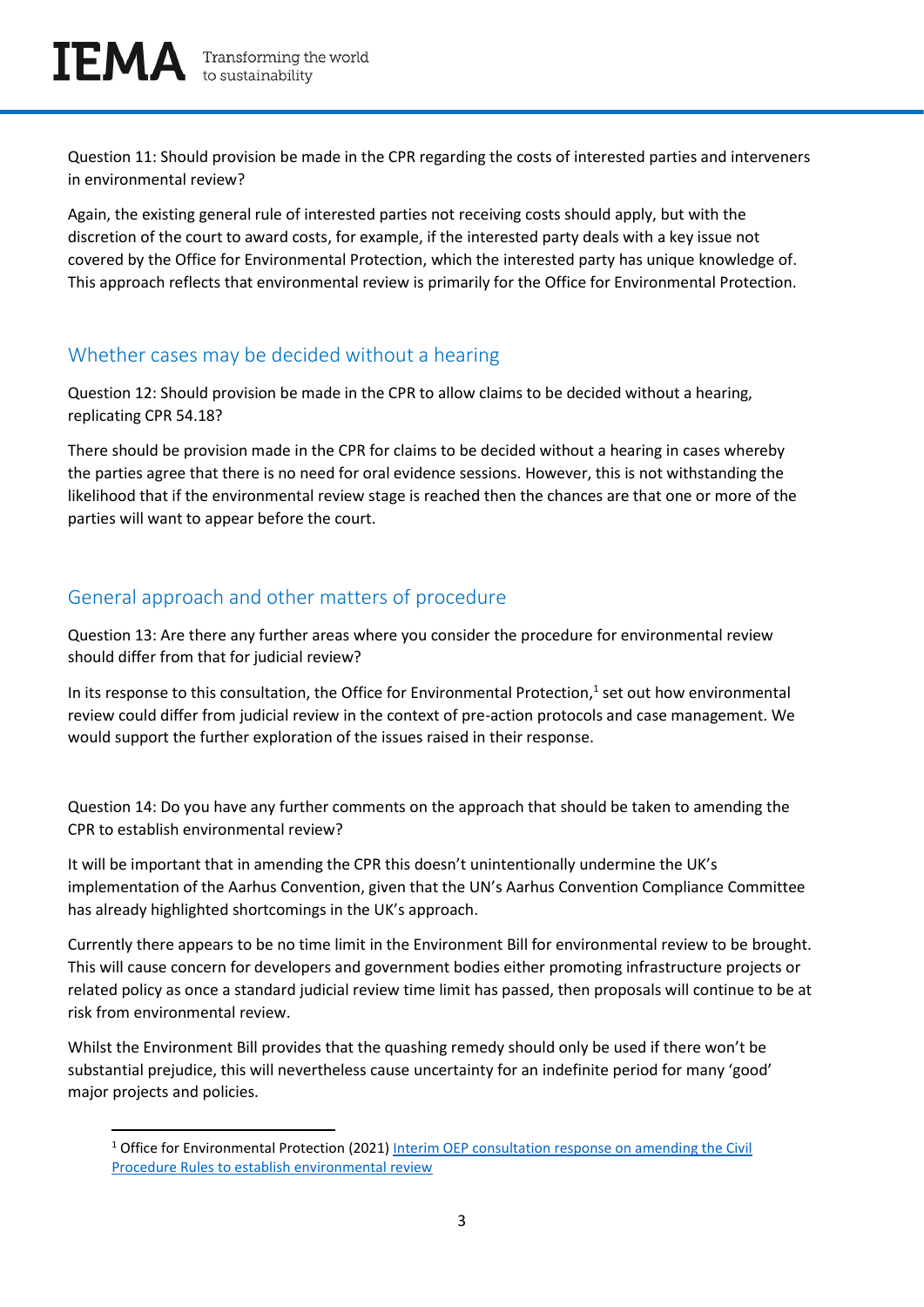Question 11: Should provision be made in the CPR regarding the costs of interested parties and interveners in environmental review?

Again, the existing general rule of interested parties not receiving costs should apply, but with the discretion of the court to award costs, for example, if the interested party deals with a key issue not covered by the Office for Environmental Protection, which the interested party has unique knowledge of. This approach reflects that environmental review is primarily for the Office for Environmental Protection.

## Whether cases may be decided without a hearing

Question 12: Should provision be made in the CPR to allow claims to be decided without a hearing, replicating CPR 54.18?

There should be provision made in the CPR for claims to be decided without a hearing in cases whereby the parties agree that there is no need for oral evidence sessions. However, this is not withstanding the likelihood that if the environmental review stage is reached then the chances are that one or more of the parties will want to appear before the court.

## General approach and other matters of procedure

Question 13: Are there any further areas where you consider the procedure for environmental review should differ from that for judicial review?

In its response to this consultation, the Office for Environmental Protection,[1] set out how environmental review could differ from judicial review in the context of pre-action protocols and case management. We would support the further exploration of the issues raised in their response.

Question 14: Do you have any further comments on the approach that should be taken to amending the CPR to establish environmental review?

It will be important that in amending the CPR this doesn't unintentionally undermine the UK's implementation of the Aarhus Convention, given that the UN's Aarhus Convention Compliance Committee has already highlighted shortcomings in the UK's approach.

Currently there appears to be no time limit in the Environment Bill for environmental review to be brought. This will cause concern for developers and government bodies either promoting infrastructure projects or related policy as once a standard judicial review time limit has passed, then proposals will continue to be at risk from environmental review.

Whilst the Environment Bill provides that the quashing remedy should only be used if there won't be substantial prejudice, this will nevertheless cause uncertainty for an indefinite period for many 'good' major projects and policies.

---

[1] Office for Environmental Protection (2021) Interim OEP consultation response on amending the Civil Procedure Rules to establish environmental review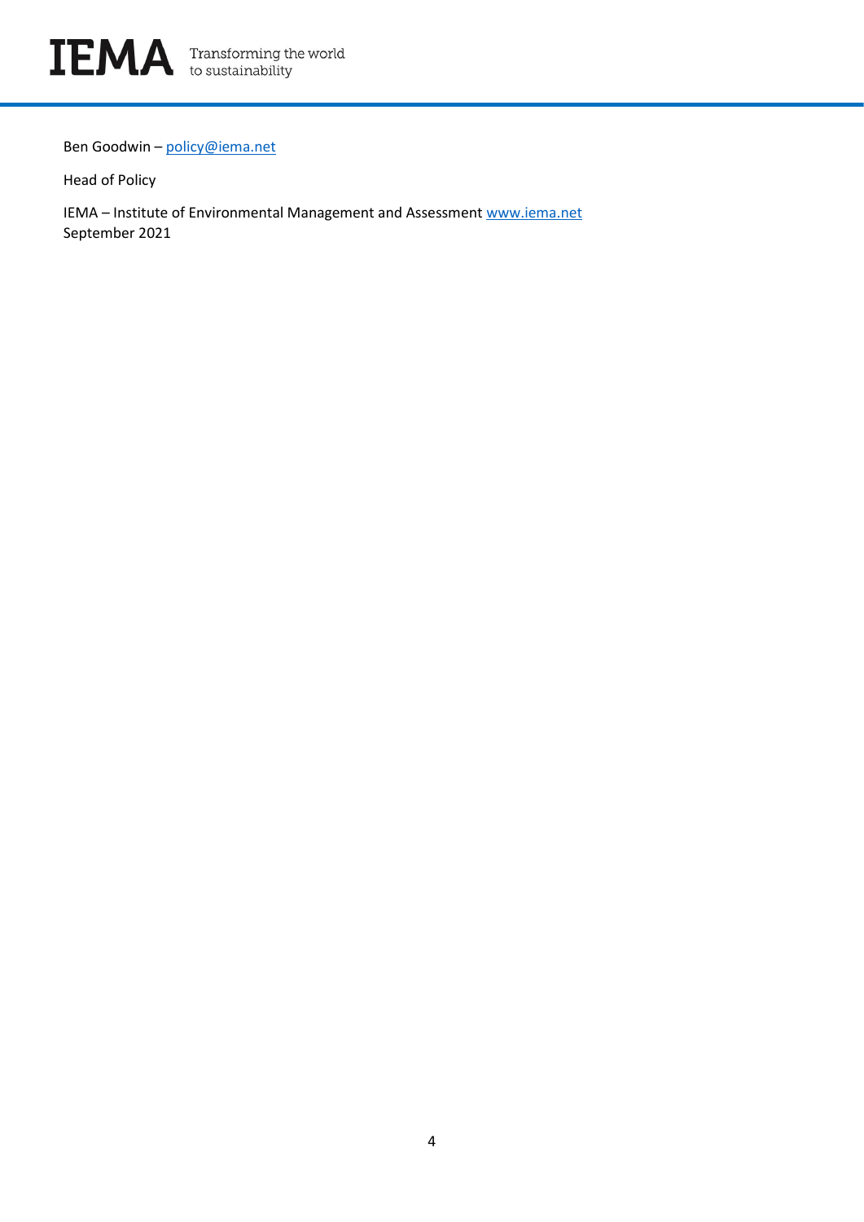Ben Goodwin – policy@iema.net

Head of Policy

IEMA – Institute of Environmental Management and Assessment www.iema.net
September 2021